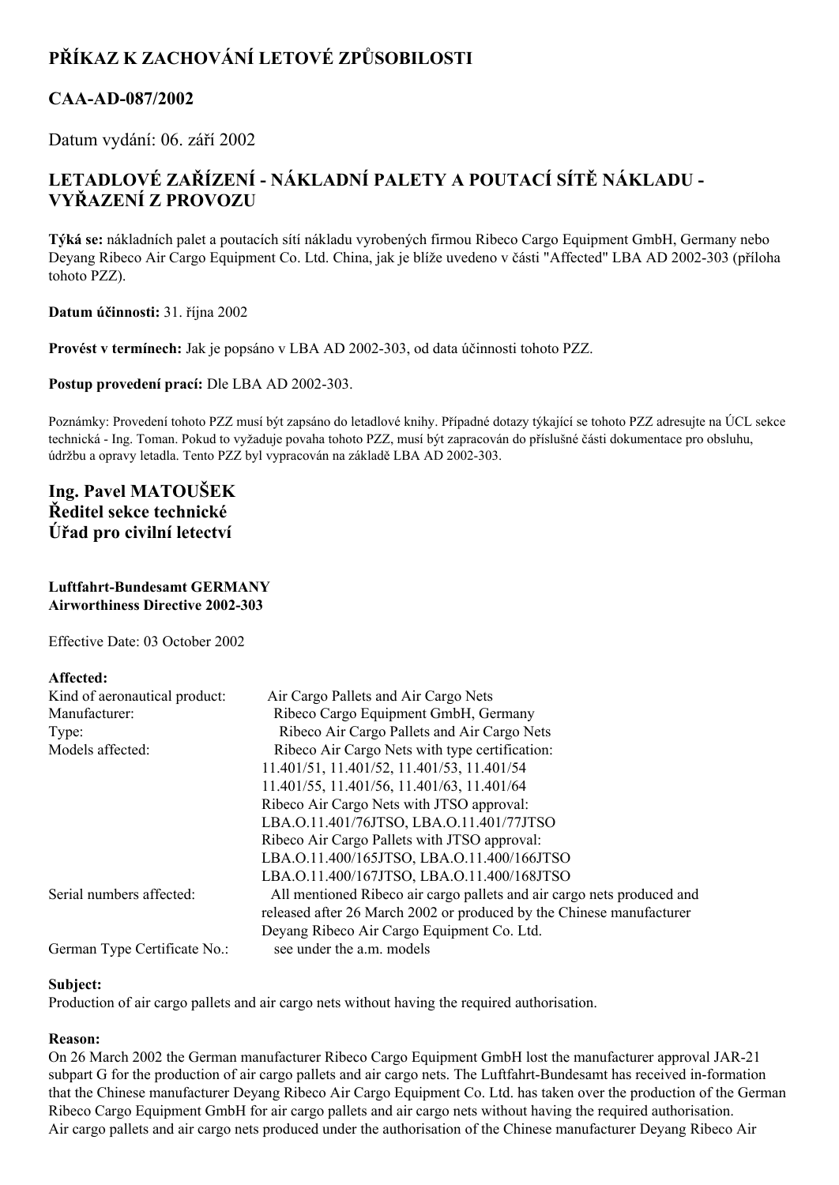# PŘÍKAZ K ZACHOVÁNÍ LETOVÉ ZPŮSOBILOSTI

## CAA-AD-087/2002

Datum vydání: 06. září 2002

## LETADLOVÉ ZAŘÍZENÍ - NÁKLADNÍ PALETY A POUTACÍ SÍTĚ NÁKLADU - VYŘAZENÍ Z PROVOZU

**Týká se:** nákladních palet a poutacích sítí nákladu vyrobených firmou Ribeco Cargo Equipment GmbH, Germany nebo Deyang Ribeco Air Cargo Equipment Co. Ltd. China, jak je blíže uvedeno v části "Affected" LBA AD 2002-303 (příloha tohoto PZZ).

**Datum účinnosti:** 31. října 2002

**Provést v termínech:** Jak je popsáno v LBA AD 2002-303, od data účinnosti tohoto PZZ.

**Postup provedení prací:** Dle LBA AD 2002-303.

Poznámky: Provedení tohoto PZZ musí být zapsáno do letadlové knihy. Případné dotazy týkající se tohoto PZZ adresujte na ÚCL sekce technická - Ing. Toman. Pokud to vyžaduje povaha tohoto PZZ, musí být zapracován do příslušné části dokumentace pro obsluhu, údržbu a opravy letadla. Tento PZZ byl vypracován na základě LBA AD 2002-303.

**Ing. Pavel MATOUŠEK**
**Ředitel sekce technické**
**Úřad pro civilní letectví**

**Luftfahrt-Bundesamt GERMANY**
**Airworthiness Directive 2002-303**

Effective Date: 03 October 2002

**Affected:**

| | |
|---|---|
| Kind of aeronautical product: | Air Cargo Pallets and Air Cargo Nets |
| Manufacturer: | Ribeco Cargo Equipment GmbH, Germany |
| Type: | Ribeco Air Cargo Pallets and Air Cargo Nets |
| Models affected: | Ribeco Air Cargo Nets with type certification:<br>11.401/51, 11.401/52, 11.401/53, 11.401/54<br>11.401/55, 11.401/56, 11.401/63, 11.401/64<br>Ribeco Air Cargo Nets with JTSO approval:<br>LBA.O.11.401/76JTSO, LBA.O.11.401/77JTSO<br>Ribeco Air Cargo Pallets with JTSO approval:<br>LBA.O.11.400/165JTSO, LBA.O.11.400/166JTSO<br>LBA.O.11.400/167JTSO, LBA.O.11.400/168JTSO |
| Serial numbers affected: | All mentioned Ribeco air cargo pallets and air cargo nets produced and released after 26 March 2002 or produced by the Chinese manufacturer Deyang Ribeco Air Cargo Equipment Co. Ltd. |
| German Type Certificate No.: | see under the a.m. models |

**Subject:**
Production of air cargo pallets and air cargo nets without having the required authorisation.

**Reason:**
On 26 March 2002 the German manufacturer Ribeco Cargo Equipment GmbH lost the manufacturer approval JAR-21 subpart G for the production of air cargo pallets and air cargo nets. The Luftfahrt-Bundesamt has received in-formation that the Chinese manufacturer Deyang Ribeco Air Cargo Equipment Co. Ltd. has taken over the production of the German Ribeco Cargo Equipment GmbH for air cargo pallets and air cargo nets without having the required authorisation.
Air cargo pallets and air cargo nets produced under the authorisation of the Chinese manufacturer Deyang Ribeco Air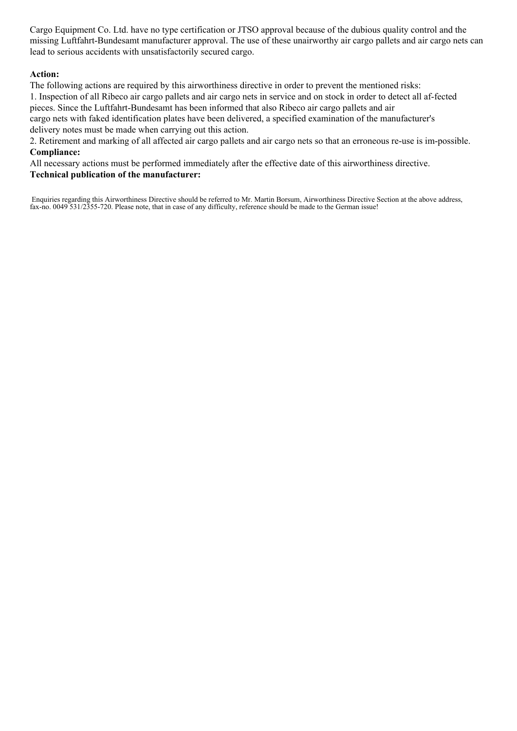Cargo Equipment Co. Ltd. have no type certification or JTSO approval because of the dubious quality control and the missing Luftfahrt-Bundesamt manufacturer approval. The use of these unairworthy air cargo pallets and air cargo nets can lead to serious accidents with unsatisfactorily secured cargo.

**Action:**

The following actions are required by this airworthiness directive in order to prevent the mentioned risks:

1. Inspection of all Ribeco air cargo pallets and air cargo nets in service and on stock in order to detect all af-fected pieces. Since the Luftfahrt-Bundesamt has been informed that also Ribeco air cargo pallets and air cargo nets with faked identification plates have been delivered, a specified examination of the manufacturer's delivery notes must be made when carrying out this action.
2. Retirement and marking of all affected air cargo pallets and air cargo nets so that an erroneous re-use is im-possible.

**Compliance:**

All necessary actions must be performed immediately after the effective date of this airworthiness directive.

**Technical publication of the manufacturer:**

Enquiries regarding this Airworthiness Directive should be referred to Mr. Martin Borsum, Airworthiness Directive Section at the above address, fax-no. 0049 531/2355-720. Please note, that in case of any difficulty, reference should be made to the German issue!